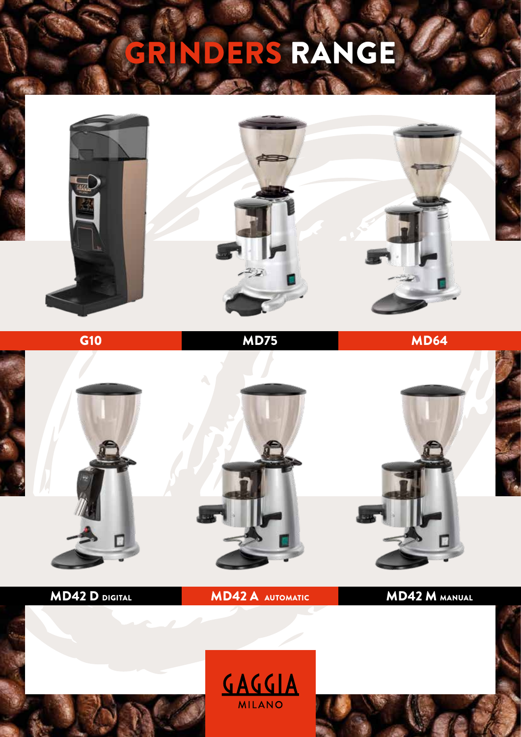# GRINDERS RANGE

**G10**

**MD75**

**MD64**

**MD42 D** DIGITAL

**MD42 A** AUTOMATIC

**MD42 M** MANUAL

GAGGIA
MILANO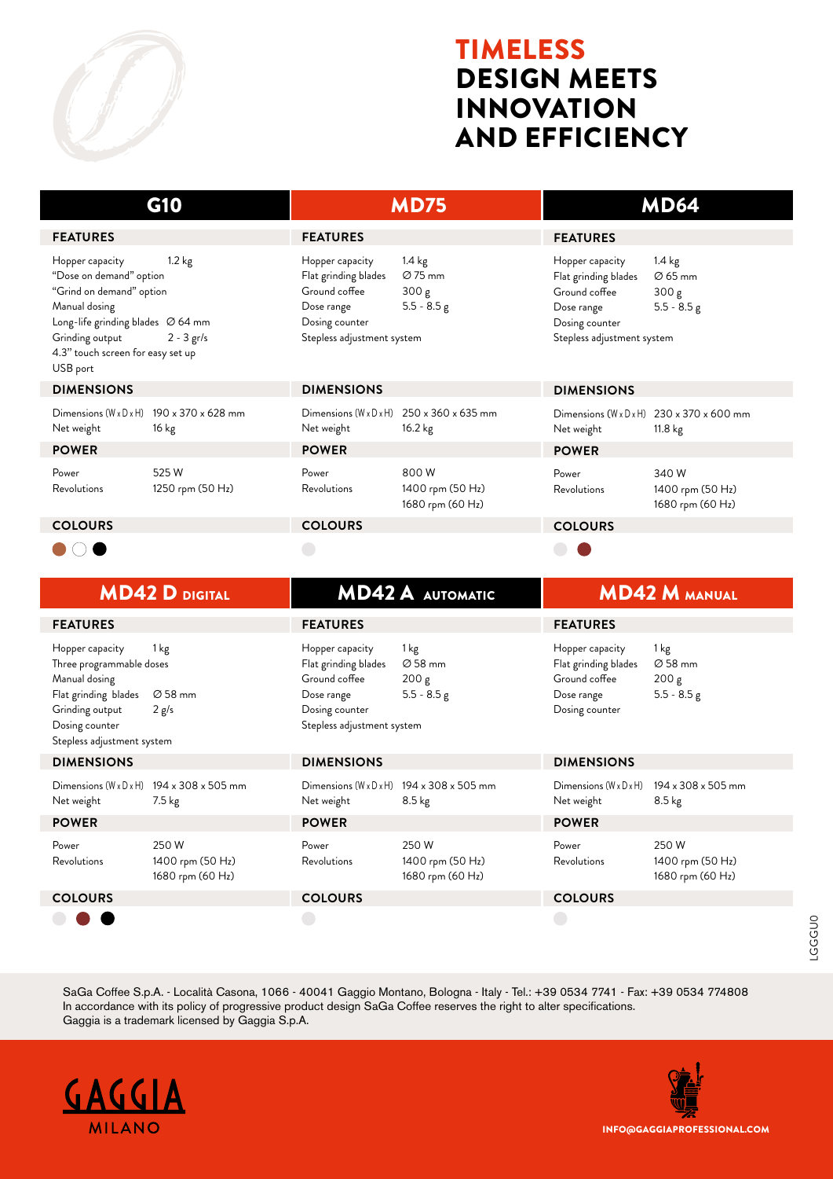# TIMELESS DESIGN MEETS INNOVATION AND EFFICIENCY

## G10

**FEATURES**

| | |
|---|---|
| Hopper capacity | 1.2 kg |
| "Dose on demand" option | |
| "Grind on demand" option | |
| Manual dosing | |
| Long-life grinding blades | Ø 64 mm |
| Grinding output | 2 - 3 gr/s |
| 4.3" touch screen for easy set up | |
| USB port | |

**DIMENSIONS**

| | |
|---|---|
| Dimensions (W x D x H) | 190 x 370 x 628 mm |
| Net weight | 16 kg |

**POWER**

| | |
|---|---|
| Power | 525 W |
| Revolutions | 1250 rpm (50 Hz) |

**COLOURS**

## MD75

**FEATURES**

| | |
|---|---|
| Hopper capacity | 1.4 kg |
| Flat grinding blades | Ø 75 mm |
| Ground coffee | 300 g |
| Dose range | 5.5 - 8.5 g |
| Dosing counter | |
| Stepless adjustment system | |

**DIMENSIONS**

| | |
|---|---|
| Dimensions (W x D x H) | 250 x 360 x 635 mm |
| Net weight | 16.2 kg |

**POWER**

| | |
|---|---|
| Power | 800 W |
| Revolutions | 1400 rpm (50 Hz)<br>1680 rpm (60 Hz) |

**COLOURS**

## MD64

**FEATURES**

| | |
|---|---|
| Hopper capacity | 1.4 kg |
| Flat grinding blades | Ø 65 mm |
| Ground coffee | 300 g |
| Dose range | 5.5 - 8.5 g |
| Dosing counter | |
| Stepless adjustment system | |

**DIMENSIONS**

| | |
|---|---|
| Dimensions (W x D x H) | 230 x 370 x 600 mm |
| Net weight | 11.8 kg |

**POWER**

| | |
|---|---|
| Power | 340 W |
| Revolutions | 1400 rpm (50 Hz)<br>1680 rpm (60 Hz) |

**COLOURS**

## MD42 D DIGITAL

**FEATURES**

| | |
|---|---|
| Hopper capacity | 1 kg |
| Three programmable doses | |
| Manual dosing | |
| Flat grinding blades | Ø 58 mm |
| Grinding output | 2 g/s |
| Dosing counter | |
| Stepless adjustment system | |

**DIMENSIONS**

| | |
|---|---|
| Dimensions (W x D x H) | 194 x 308 x 505 mm |
| Net weight | 7.5 kg |

**POWER**

| | |
|---|---|
| Power | 250 W |
| Revolutions | 1400 rpm (50 Hz)<br>1680 rpm (60 Hz) |

**COLOURS**

## MD42 A AUTOMATIC

**FEATURES**

| | |
|---|---|
| Hopper capacity | 1 kg |
| Flat grinding blades | Ø 58 mm |
| Ground coffee | 200 g |
| Dose range | 5.5 - 8.5 g |
| Dosing counter | |
| Stepless adjustment system | |

**DIMENSIONS**

| | |
|---|---|
| Dimensions (W x D x H) | 194 x 308 x 505 mm |
| Net weight | 8.5 kg |

**POWER**

| | |
|---|---|
| Power | 250 W |
| Revolutions | 1400 rpm (50 Hz)<br>1680 rpm (60 Hz) |

**COLOURS**

## MD42 M MANUAL

**FEATURES**

| | |
|---|---|
| Hopper capacity | 1 kg |
| Flat grinding blades | Ø 58 mm |
| Ground coffee | 200 g |
| Dose range | 5.5 - 8.5 g |
| Dosing counter | |

**DIMENSIONS**

| | |
|---|---|
| Dimensions (W x D x H) | 194 x 308 x 505 mm |
| Net weight | 8.5 kg |

**POWER**

| | |
|---|---|
| Power | 250 W |
| Revolutions | 1400 rpm (50 Hz)<br>1680 rpm (60 Hz) |

**COLOURS**

LGGGU0

SaGa Coffee S.p.A. - Località Casona, 1066 - 40041 Gaggio Montano, Bologna - Italy - Tel.: +39 0534 7741 - Fax: +39 0534 774808
In accordance with its policy of progressive product design SaGa Coffee reserves the right to alter specifications.
Gaggia is a trademark licensed by Gaggia S.p.A.

GAGGIA MILANO

INFO@GAGGIAPROFESSIONAL.COM